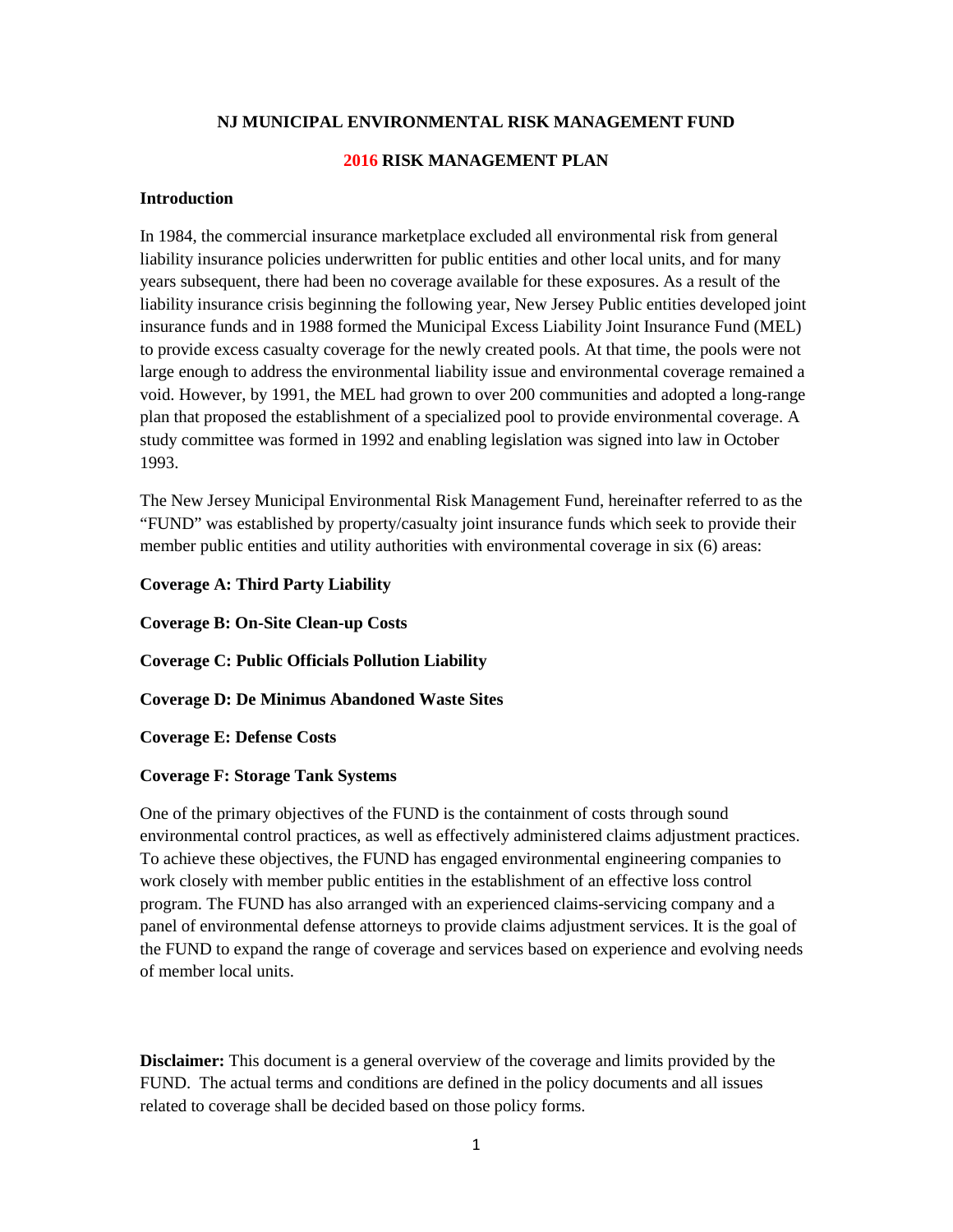# NJ MUNICIPAL ENVIRONMENTAL RISK MANAGEMENT FUND

## 2016 RISK MANAGEMENT PLAN

### Introduction

In 1984, the commercial insurance marketplace excluded all environmental risk from general liability insurance policies underwritten for public entities and other local units, and for many years subsequent, there had been no coverage available for these exposures. As a result of the liability insurance crisis beginning the following year, New Jersey Public entities developed joint insurance funds and in 1988 formed the Municipal Excess Liability Joint Insurance Fund (MEL) to provide excess casualty coverage for the newly created pools. At that time, the pools were not large enough to address the environmental liability issue and environmental coverage remained a void. However, by 1991, the MEL had grown to over 200 communities and adopted a long-range plan that proposed the establishment of a specialized pool to provide environmental coverage. A study committee was formed in 1992 and enabling legislation was signed into law in October 1993.

The New Jersey Municipal Environmental Risk Management Fund, hereinafter referred to as the "FUND" was established by property/casualty joint insurance funds which seek to provide their member public entities and utility authorities with environmental coverage in six (6) areas:

**Coverage A: Third Party Liability**

**Coverage B: On-Site Clean-up Costs**

**Coverage C: Public Officials Pollution Liability**

**Coverage D: De Minimus Abandoned Waste Sites**

**Coverage E: Defense Costs**

**Coverage F: Storage Tank Systems**

One of the primary objectives of the FUND is the containment of costs through sound environmental control practices, as well as effectively administered claims adjustment practices. To achieve these objectives, the FUND has engaged environmental engineering companies to work closely with member public entities in the establishment of an effective loss control program. The FUND has also arranged with an experienced claims-servicing company and a panel of environmental defense attorneys to provide claims adjustment services. It is the goal of the FUND to expand the range of coverage and services based on experience and evolving needs of member local units.

**Disclaimer:** This document is a general overview of the coverage and limits provided by the FUND. The actual terms and conditions are defined in the policy documents and all issues related to coverage shall be decided based on those policy forms.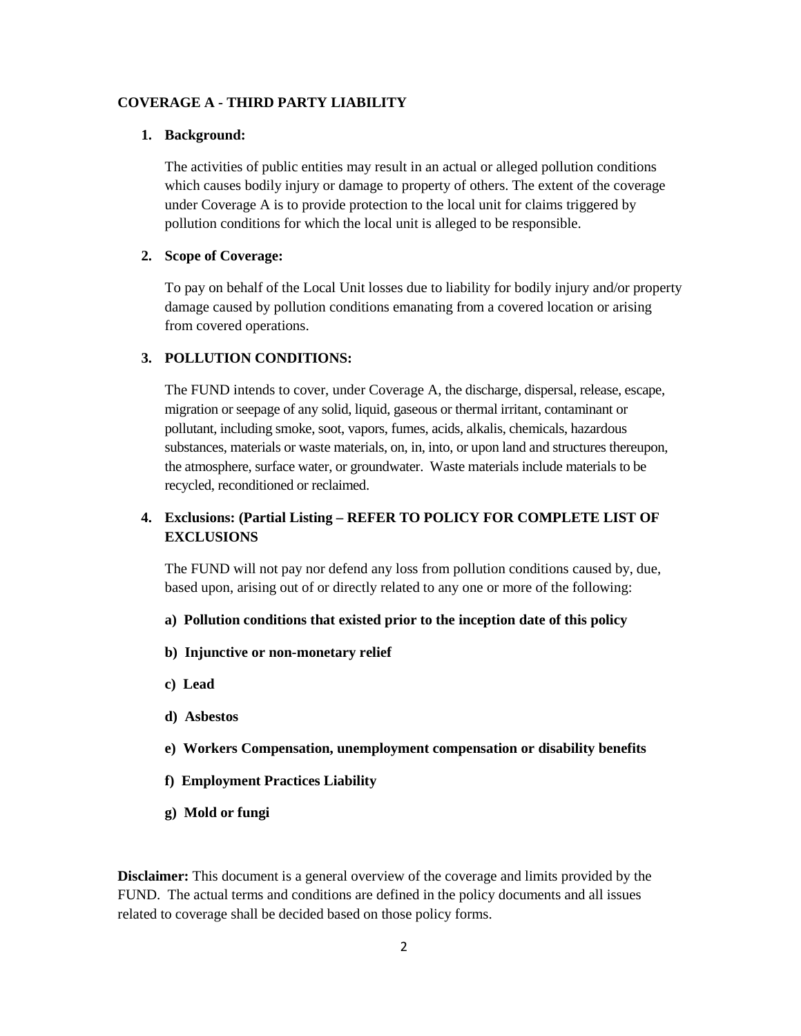**COVERAGE A - THIRD PARTY LIABILITY**

1. **Background:**

   The activities of public entities may result in an actual or alleged pollution conditions which causes bodily injury or damage to property of others. The extent of the coverage under Coverage A is to provide protection to the local unit for claims triggered by pollution conditions for which the local unit is alleged to be responsible.

2. **Scope of Coverage:**

   To pay on behalf of the Local Unit losses due to liability for bodily injury and/or property damage caused by pollution conditions emanating from a covered location or arising from covered operations.

3. **POLLUTION CONDITIONS:**

   The FUND intends to cover, under Coverage A, the discharge, dispersal, release, escape, migration or seepage of any solid, liquid, gaseous or thermal irritant, contaminant or pollutant, including smoke, soot, vapors, fumes, acids, alkalis, chemicals, hazardous substances, materials or waste materials, on, in, into, or upon land and structures thereupon, the atmosphere, surface water, or groundwater. Waste materials include materials to be recycled, reconditioned or reclaimed.

4. **Exclusions: (Partial Listing – REFER TO POLICY FOR COMPLETE LIST OF EXCLUSIONS**

   The FUND will not pay nor defend any loss from pollution conditions caused by, due, based upon, arising out of or directly related to any one or more of the following:

   **a) Pollution conditions that existed prior to the inception date of this policy**

   **b) Injunctive or non-monetary relief**

   **c) Lead**

   **d) Asbestos**

   **e) Workers Compensation, unemployment compensation or disability benefits**

   **f) Employment Practices Liability**

   **g) Mold or fungi**

**Disclaimer:** This document is a general overview of the coverage and limits provided by the FUND. The actual terms and conditions are defined in the policy documents and all issues related to coverage shall be decided based on those policy forms.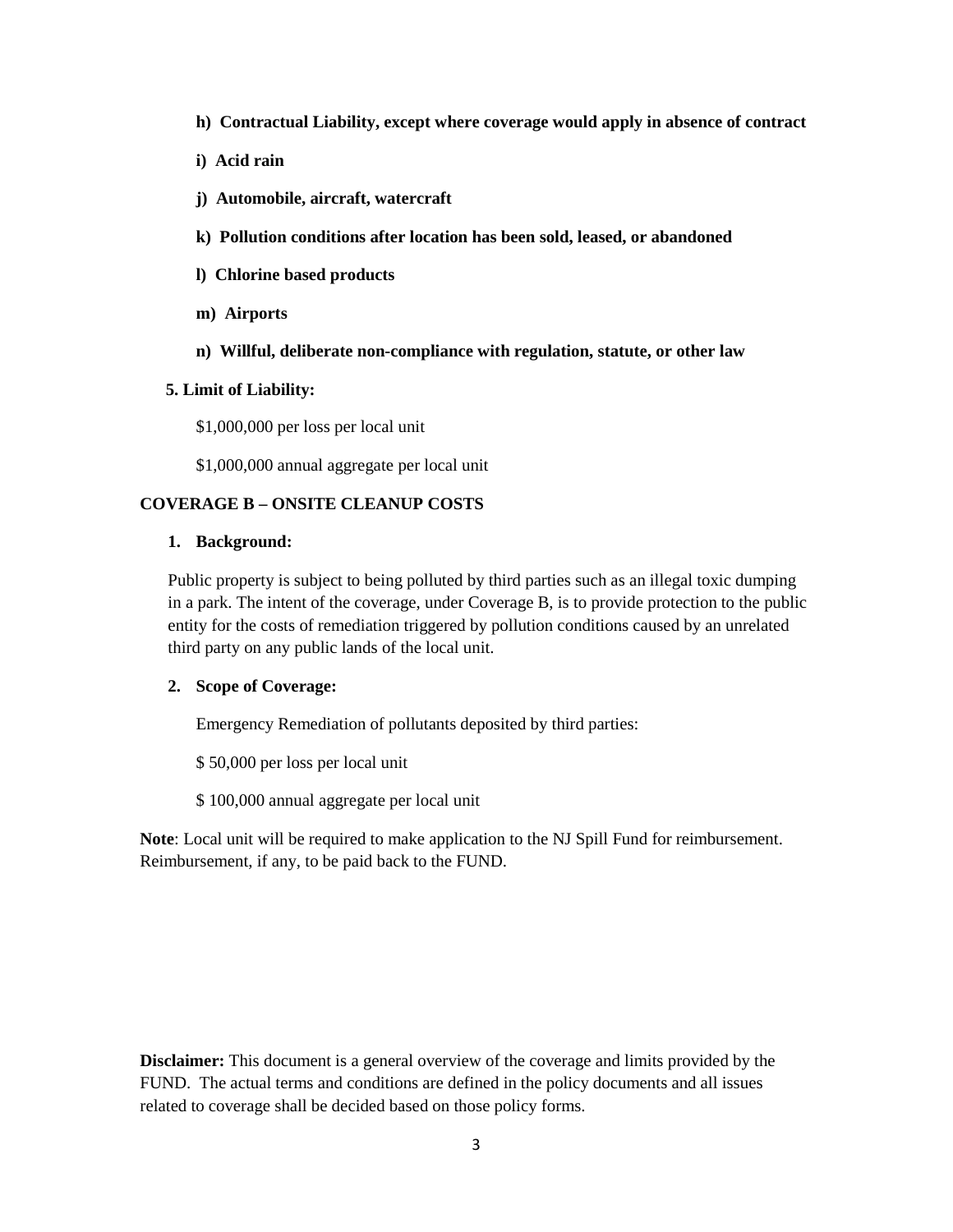**h) Contractual Liability, except where coverage would apply in absence of contract**

**i) Acid rain**

**j) Automobile, aircraft, watercraft**

**k) Pollution conditions after location has been sold, leased, or abandoned**

**l) Chlorine based products**

**m) Airports**

**n) Willful, deliberate non-compliance with regulation, statute, or other law**

**5. Limit of Liability:**

$1,000,000 per loss per local unit

$1,000,000 annual aggregate per local unit

## COVERAGE B – ONSITE CLEANUP COSTS

**1. Background:**

Public property is subject to being polluted by third parties such as an illegal toxic dumping in a park. The intent of the coverage, under Coverage B, is to provide protection to the public entity for the costs of remediation triggered by pollution conditions caused by an unrelated third party on any public lands of the local unit.

**2. Scope of Coverage:**

Emergency Remediation of pollutants deposited by third parties:

$ 50,000 per loss per local unit

$ 100,000 annual aggregate per local unit

**Note**: Local unit will be required to make application to the NJ Spill Fund for reimbursement. Reimbursement, if any, to be paid back to the FUND.

**Disclaimer:** This document is a general overview of the coverage and limits provided by the FUND. The actual terms and conditions are defined in the policy documents and all issues related to coverage shall be decided based on those policy forms.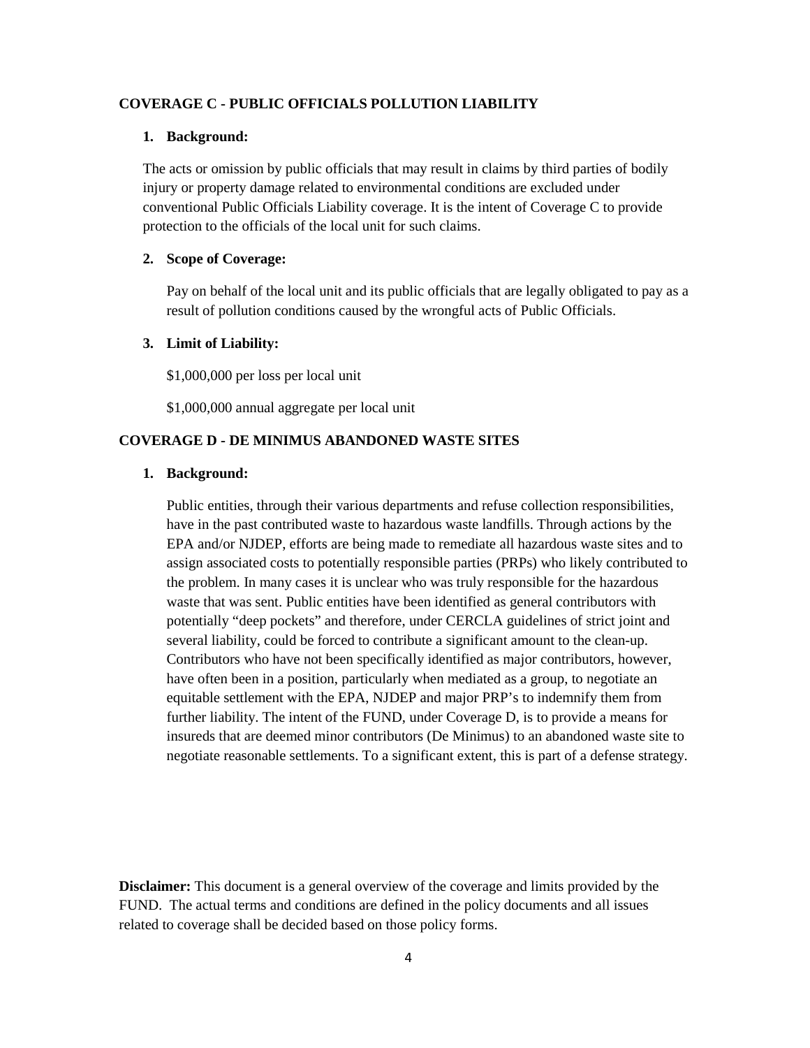**COVERAGE C - PUBLIC OFFICIALS POLLUTION LIABILITY**

1. **Background:**

The acts or omission by public officials that may result in claims by third parties of bodily injury or property damage related to environmental conditions are excluded under conventional Public Officials Liability coverage. It is the intent of Coverage C to provide protection to the officials of the local unit for such claims.

2. **Scope of Coverage:**

Pay on behalf of the local unit and its public officials that are legally obligated to pay as a result of pollution conditions caused by the wrongful acts of Public Officials.

3. **Limit of Liability:**

$1,000,000 per loss per local unit

$1,000,000 annual aggregate per local unit

**COVERAGE D - DE MINIMUS ABANDONED WASTE SITES**

1. **Background:**

Public entities, through their various departments and refuse collection responsibilities, have in the past contributed waste to hazardous waste landfills. Through actions by the EPA and/or NJDEP, efforts are being made to remediate all hazardous waste sites and to assign associated costs to potentially responsible parties (PRPs) who likely contributed to the problem. In many cases it is unclear who was truly responsible for the hazardous waste that was sent. Public entities have been identified as general contributors with potentially "deep pockets" and therefore, under CERCLA guidelines of strict joint and several liability, could be forced to contribute a significant amount to the clean-up. Contributors who have not been specifically identified as major contributors, however, have often been in a position, particularly when mediated as a group, to negotiate an equitable settlement with the EPA, NJDEP and major PRP's to indemnify them from further liability. The intent of the FUND, under Coverage D, is to provide a means for insureds that are deemed minor contributors (De Minimus) to an abandoned waste site to negotiate reasonable settlements. To a significant extent, this is part of a defense strategy.

**Disclaimer:** This document is a general overview of the coverage and limits provided by the FUND. The actual terms and conditions are defined in the policy documents and all issues related to coverage shall be decided based on those policy forms.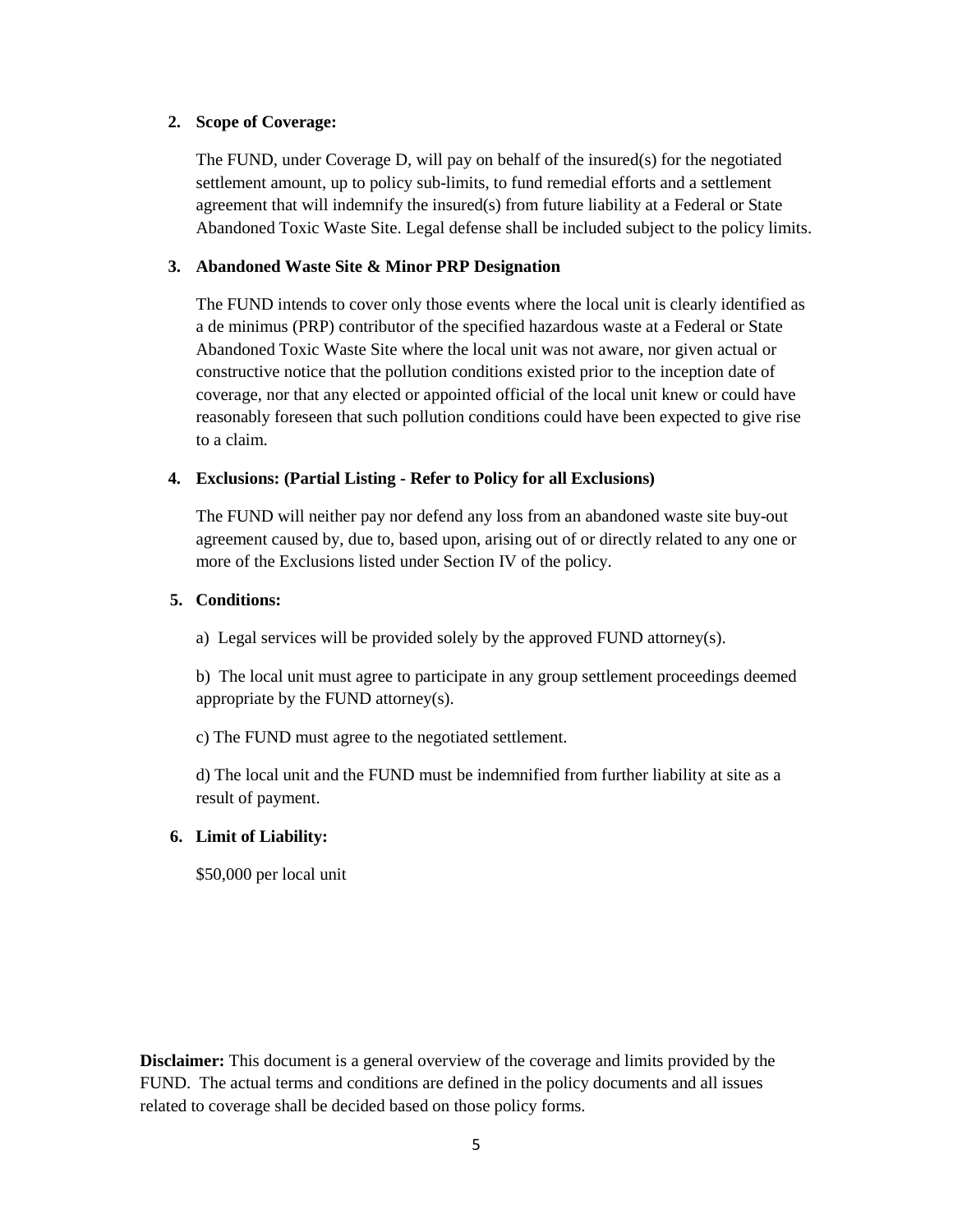2. **Scope of Coverage:**

   The FUND, under Coverage D, will pay on behalf of the insured(s) for the negotiated settlement amount, up to policy sub-limits, to fund remedial efforts and a settlement agreement that will indemnify the insured(s) from future liability at a Federal or State Abandoned Toxic Waste Site. Legal defense shall be included subject to the policy limits.

3. **Abandoned Waste Site & Minor PRP Designation**

   The FUND intends to cover only those events where the local unit is clearly identified as a de minimus (PRP) contributor of the specified hazardous waste at a Federal or State Abandoned Toxic Waste Site where the local unit was not aware, nor given actual or constructive notice that the pollution conditions existed prior to the inception date of coverage, nor that any elected or appointed official of the local unit knew or could have reasonably foreseen that such pollution conditions could have been expected to give rise to a claim.

4. **Exclusions: (Partial Listing - Refer to Policy for all Exclusions)**

   The FUND will neither pay nor defend any loss from an abandoned waste site buy-out agreement caused by, due to, based upon, arising out of or directly related to any one or more of the Exclusions listed under Section IV of the policy.

5. **Conditions:**

   a) Legal services will be provided solely by the approved FUND attorney(s).

   b) The local unit must agree to participate in any group settlement proceedings deemed appropriate by the FUND attorney(s).

   c) The FUND must agree to the negotiated settlement.

   d) The local unit and the FUND must be indemnified from further liability at site as a result of payment.

6. **Limit of Liability:**

   $50,000 per local unit

**Disclaimer:** This document is a general overview of the coverage and limits provided by the FUND. The actual terms and conditions are defined in the policy documents and all issues related to coverage shall be decided based on those policy forms.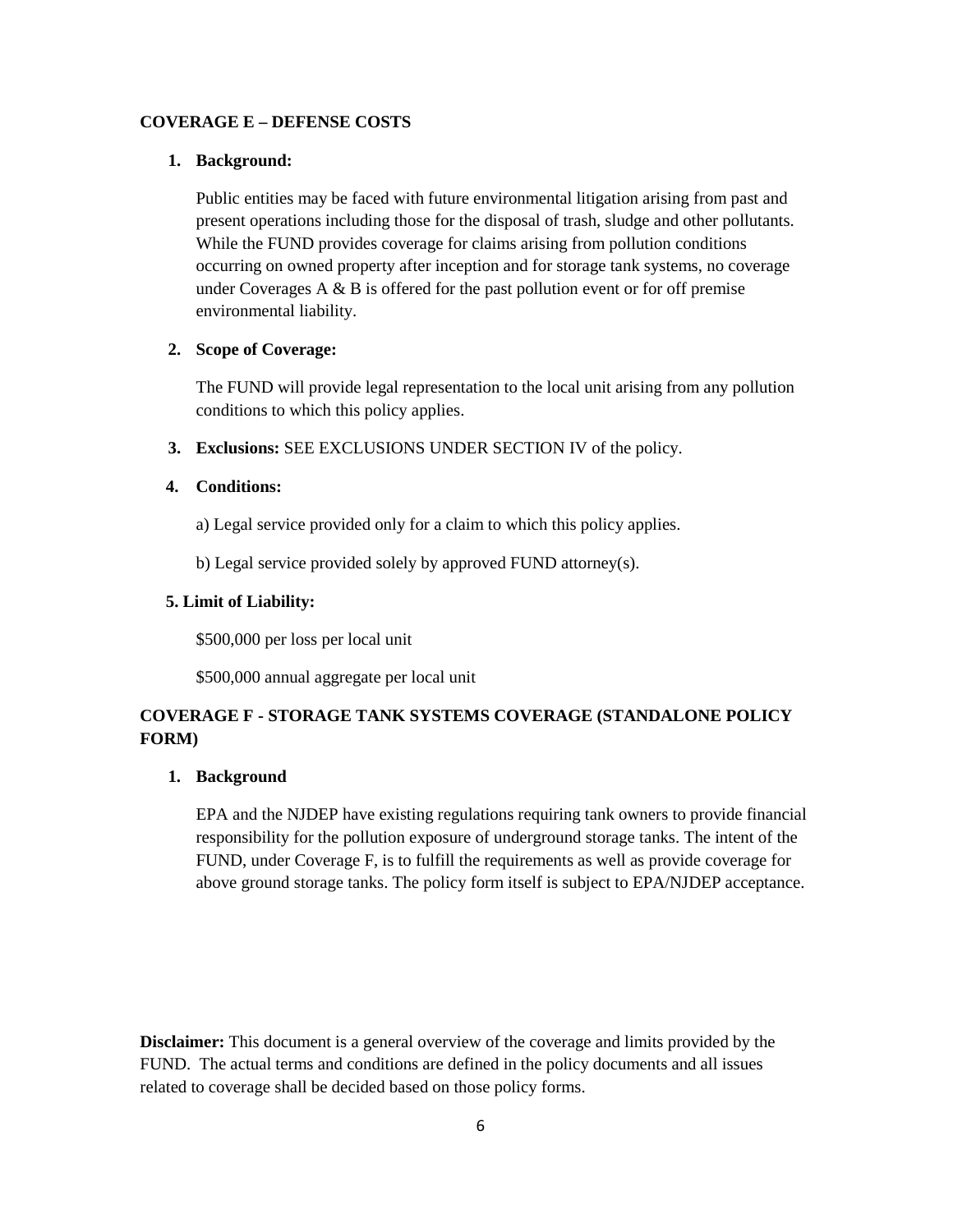**COVERAGE E – DEFENSE COSTS**

1. **Background:**

   Public entities may be faced with future environmental litigation arising from past and present operations including those for the disposal of trash, sludge and other pollutants. While the FUND provides coverage for claims arising from pollution conditions occurring on owned property after inception and for storage tank systems, no coverage under Coverages A & B is offered for the past pollution event or for off premise environmental liability.

2. **Scope of Coverage:**

   The FUND will provide legal representation to the local unit arising from any pollution conditions to which this policy applies.

3. **Exclusions:** SEE EXCLUSIONS UNDER SECTION IV of the policy.

4. **Conditions:**

   a) Legal service provided only for a claim to which this policy applies.

   b) Legal service provided solely by approved FUND attorney(s).

5. **Limit of Liability:**

   $500,000 per loss per local unit

   $500,000 annual aggregate per local unit

**COVERAGE F - STORAGE TANK SYSTEMS COVERAGE (STANDALONE POLICY FORM)**

1. **Background**

   EPA and the NJDEP have existing regulations requiring tank owners to provide financial responsibility for the pollution exposure of underground storage tanks. The intent of the FUND, under Coverage F, is to fulfill the requirements as well as provide coverage for above ground storage tanks. The policy form itself is subject to EPA/NJDEP acceptance.

**Disclaimer:** This document is a general overview of the coverage and limits provided by the FUND. The actual terms and conditions are defined in the policy documents and all issues related to coverage shall be decided based on those policy forms.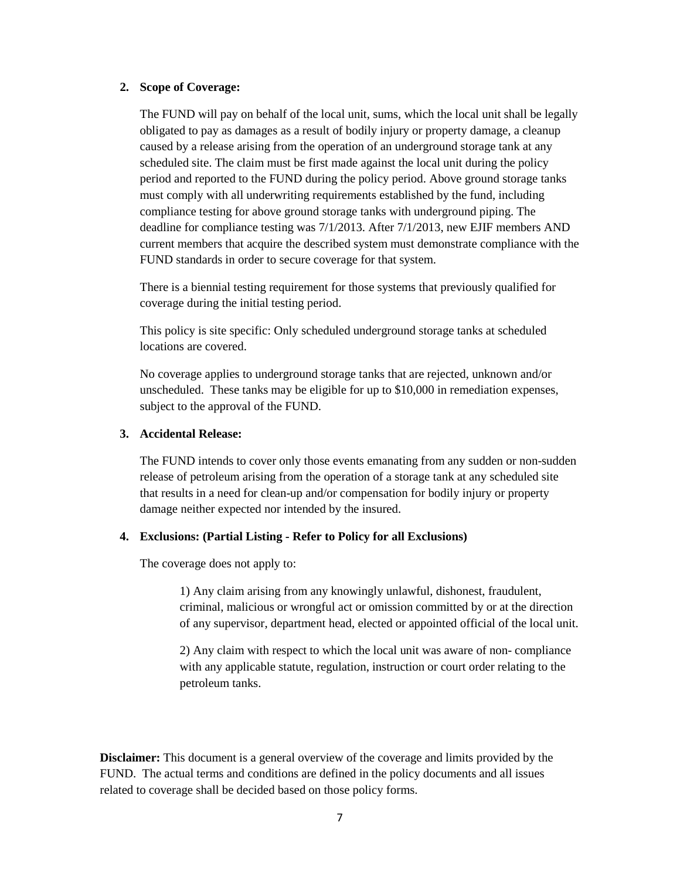2. **Scope of Coverage:**

   The FUND will pay on behalf of the local unit, sums, which the local unit shall be legally obligated to pay as damages as a result of bodily injury or property damage, a cleanup caused by a release arising from the operation of an underground storage tank at any scheduled site. The claim must be first made against the local unit during the policy period and reported to the FUND during the policy period. Above ground storage tanks must comply with all underwriting requirements established by the fund, including compliance testing for above ground storage tanks with underground piping. The deadline for compliance testing was 7/1/2013. After 7/1/2013, new EJIF members AND current members that acquire the described system must demonstrate compliance with the FUND standards in order to secure coverage for that system.

   There is a biennial testing requirement for those systems that previously qualified for coverage during the initial testing period.

   This policy is site specific: Only scheduled underground storage tanks at scheduled locations are covered.

   No coverage applies to underground storage tanks that are rejected, unknown and/or unscheduled. These tanks may be eligible for up to $10,000 in remediation expenses, subject to the approval of the FUND.

3. **Accidental Release:**

   The FUND intends to cover only those events emanating from any sudden or non-sudden release of petroleum arising from the operation of a storage tank at any scheduled site that results in a need for clean-up and/or compensation for bodily injury or property damage neither expected nor intended by the insured.

4. **Exclusions: (Partial Listing - Refer to Policy for all Exclusions)**

   The coverage does not apply to:

   > 1) Any claim arising from any knowingly unlawful, dishonest, fraudulent, criminal, malicious or wrongful act or omission committed by or at the direction of any supervisor, department head, elected or appointed official of the local unit.
   >
   > 2) Any claim with respect to which the local unit was aware of non- compliance with any applicable statute, regulation, instruction or court order relating to the petroleum tanks.

**Disclaimer:** This document is a general overview of the coverage and limits provided by the FUND. The actual terms and conditions are defined in the policy documents and all issues related to coverage shall be decided based on those policy forms.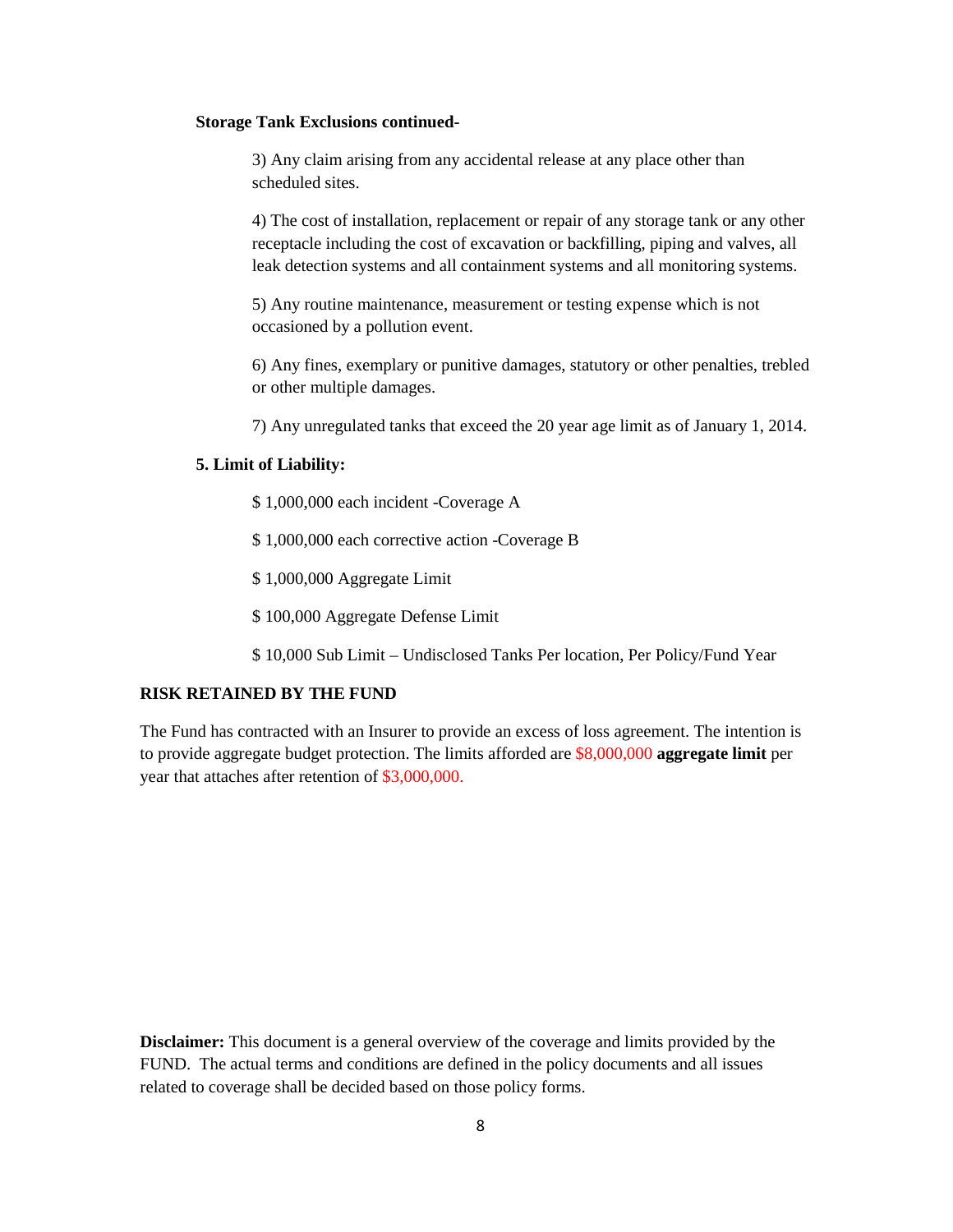**Storage Tank Exclusions continued-**

3) Any claim arising from any accidental release at any place other than scheduled sites.

4) The cost of installation, replacement or repair of any storage tank or any other receptacle including the cost of excavation or backfilling, piping and valves, all leak detection systems and all containment systems and all monitoring systems.

5) Any routine maintenance, measurement or testing expense which is not occasioned by a pollution event.

6) Any fines, exemplary or punitive damages, statutory or other penalties, trebled or other multiple damages.

7) Any unregulated tanks that exceed the 20 year age limit as of January 1, 2014.

**5. Limit of Liability:**

$ 1,000,000 each incident -Coverage A

$ 1,000,000 each corrective action -Coverage B

$ 1,000,000 Aggregate Limit

$ 100,000 Aggregate Defense Limit

$ 10,000 Sub Limit – Undisclosed Tanks Per location, Per Policy/Fund Year

**RISK RETAINED BY THE FUND**

The Fund has contracted with an Insurer to provide an excess of loss agreement. The intention is to provide aggregate budget protection. The limits afforded are $8,000,000 **aggregate limit** per year that attaches after retention of $3,000,000.

**Disclaimer:** This document is a general overview of the coverage and limits provided by the FUND. The actual terms and conditions are defined in the policy documents and all issues related to coverage shall be decided based on those policy forms.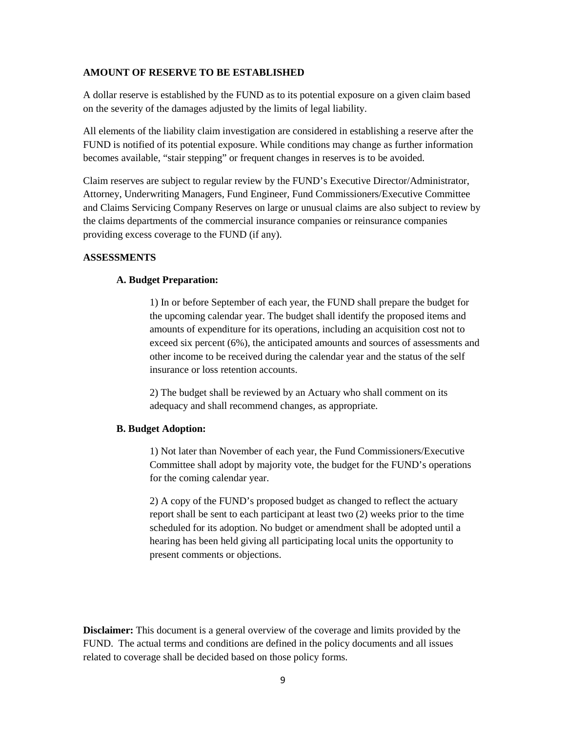**AMOUNT OF RESERVE TO BE ESTABLISHED**

A dollar reserve is established by the FUND as to its potential exposure on a given claim based on the severity of the damages adjusted by the limits of legal liability.

All elements of the liability claim investigation are considered in establishing a reserve after the FUND is notified of its potential exposure. While conditions may change as further information becomes available, "stair stepping" or frequent changes in reserves is to be avoided.

Claim reserves are subject to regular review by the FUND's Executive Director/Administrator, Attorney, Underwriting Managers, Fund Engineer, Fund Commissioners/Executive Committee and Claims Servicing Company Reserves on large or unusual claims are also subject to review by the claims departments of the commercial insurance companies or reinsurance companies providing excess coverage to the FUND (if any).

**ASSESSMENTS**

**A. Budget Preparation:**

1) In or before September of each year, the FUND shall prepare the budget for the upcoming calendar year. The budget shall identify the proposed items and amounts of expenditure for its operations, including an acquisition cost not to exceed six percent (6%), the anticipated amounts and sources of assessments and other income to be received during the calendar year and the status of the self insurance or loss retention accounts.

2) The budget shall be reviewed by an Actuary who shall comment on its adequacy and shall recommend changes, as appropriate.

**B. Budget Adoption:**

1) Not later than November of each year, the Fund Commissioners/Executive Committee shall adopt by majority vote, the budget for the FUND's operations for the coming calendar year.

2) A copy of the FUND's proposed budget as changed to reflect the actuary report shall be sent to each participant at least two (2) weeks prior to the time scheduled for its adoption. No budget or amendment shall be adopted until a hearing has been held giving all participating local units the opportunity to present comments or objections.

**Disclaimer:** This document is a general overview of the coverage and limits provided by the FUND. The actual terms and conditions are defined in the policy documents and all issues related to coverage shall be decided based on those policy forms.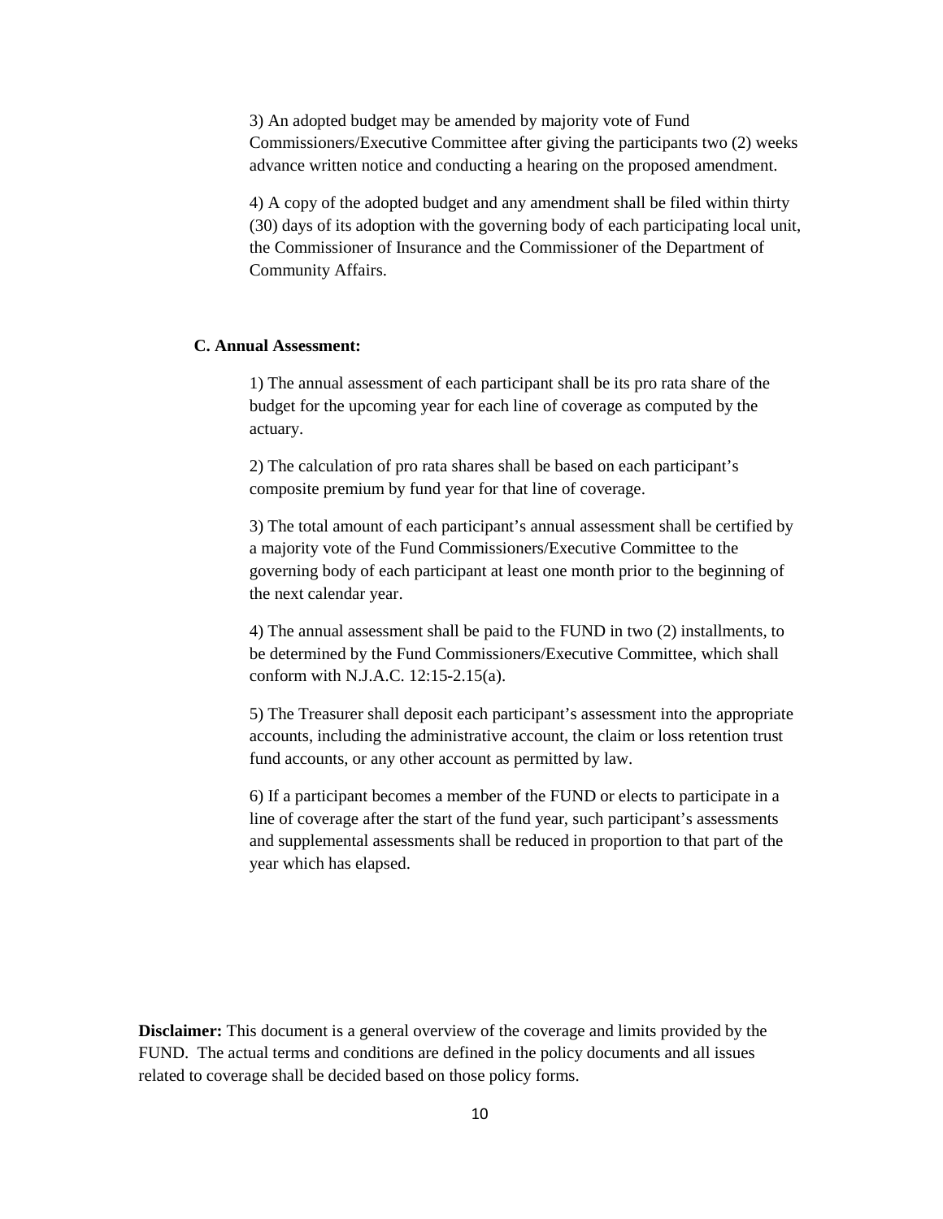3) An adopted budget may be amended by majority vote of Fund Commissioners/Executive Committee after giving the participants two (2) weeks advance written notice and conducting a hearing on the proposed amendment.

4) A copy of the adopted budget and any amendment shall be filed within thirty (30) days of its adoption with the governing body of each participating local unit, the Commissioner of Insurance and the Commissioner of the Department of Community Affairs.

**C. Annual Assessment:**

1) The annual assessment of each participant shall be its pro rata share of the budget for the upcoming year for each line of coverage as computed by the actuary.

2) The calculation of pro rata shares shall be based on each participant's composite premium by fund year for that line of coverage.

3) The total amount of each participant's annual assessment shall be certified by a majority vote of the Fund Commissioners/Executive Committee to the governing body of each participant at least one month prior to the beginning of the next calendar year.

4) The annual assessment shall be paid to the FUND in two (2) installments, to be determined by the Fund Commissioners/Executive Committee, which shall conform with N.J.A.C. 12:15-2.15(a).

5) The Treasurer shall deposit each participant's assessment into the appropriate accounts, including the administrative account, the claim or loss retention trust fund accounts, or any other account as permitted by law.

6) If a participant becomes a member of the FUND or elects to participate in a line of coverage after the start of the fund year, such participant's assessments and supplemental assessments shall be reduced in proportion to that part of the year which has elapsed.

**Disclaimer:** This document is a general overview of the coverage and limits provided by the FUND. The actual terms and conditions are defined in the policy documents and all issues related to coverage shall be decided based on those policy forms.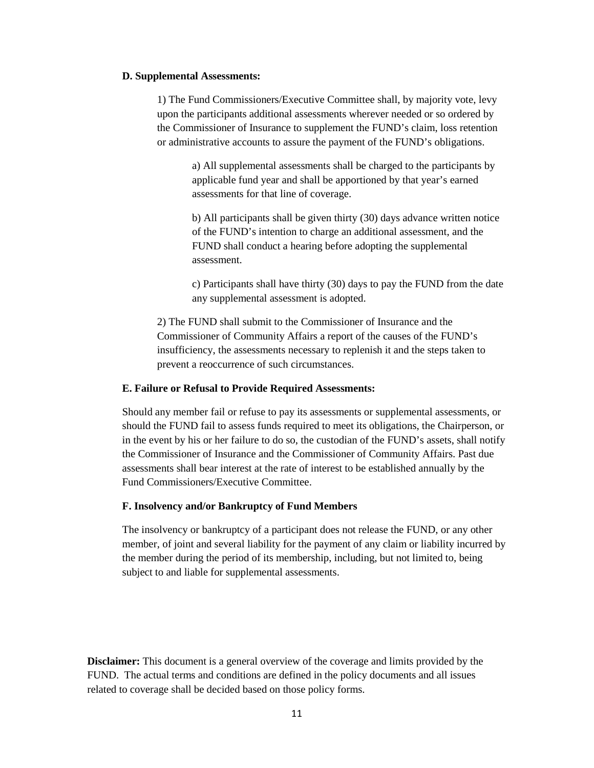**D. Supplemental Assessments:**

1) The Fund Commissioners/Executive Committee shall, by majority vote, levy upon the participants additional assessments wherever needed or so ordered by the Commissioner of Insurance to supplement the FUND's claim, loss retention or administrative accounts to assure the payment of the FUND's obligations.

a) All supplemental assessments shall be charged to the participants by applicable fund year and shall be apportioned by that year's earned assessments for that line of coverage.

b) All participants shall be given thirty (30) days advance written notice of the FUND's intention to charge an additional assessment, and the FUND shall conduct a hearing before adopting the supplemental assessment.

c) Participants shall have thirty (30) days to pay the FUND from the date any supplemental assessment is adopted.

2) The FUND shall submit to the Commissioner of Insurance and the Commissioner of Community Affairs a report of the causes of the FUND's insufficiency, the assessments necessary to replenish it and the steps taken to prevent a reoccurrence of such circumstances.

**E. Failure or Refusal to Provide Required Assessments:**

Should any member fail or refuse to pay its assessments or supplemental assessments, or should the FUND fail to assess funds required to meet its obligations, the Chairperson, or in the event by his or her failure to do so, the custodian of the FUND's assets, shall notify the Commissioner of Insurance and the Commissioner of Community Affairs. Past due assessments shall bear interest at the rate of interest to be established annually by the Fund Commissioners/Executive Committee.

**F. Insolvency and/or Bankruptcy of Fund Members**

The insolvency or bankruptcy of a participant does not release the FUND, or any other member, of joint and several liability for the payment of any claim or liability incurred by the member during the period of its membership, including, but not limited to, being subject to and liable for supplemental assessments.

**Disclaimer:** This document is a general overview of the coverage and limits provided by the FUND. The actual terms and conditions are defined in the policy documents and all issues related to coverage shall be decided based on those policy forms.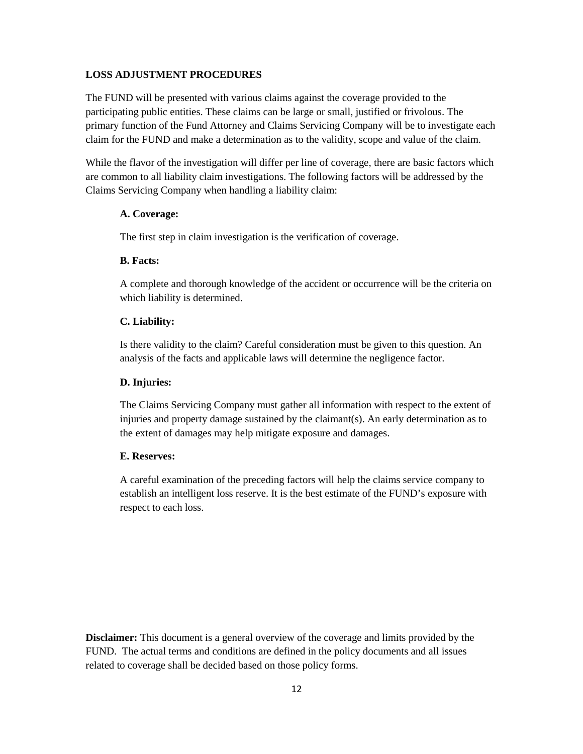## LOSS ADJUSTMENT PROCEDURES

The FUND will be presented with various claims against the coverage provided to the participating public entities. These claims can be large or small, justified or frivolous. The primary function of the Fund Attorney and Claims Servicing Company will be to investigate each claim for the FUND and make a determination as to the validity, scope and value of the claim.

While the flavor of the investigation will differ per line of coverage, there are basic factors which are common to all liability claim investigations. The following factors will be addressed by the Claims Servicing Company when handling a liability claim:

**A. Coverage:**

The first step in claim investigation is the verification of coverage.

**B. Facts:**

A complete and thorough knowledge of the accident or occurrence will be the criteria on which liability is determined.

**C. Liability:**

Is there validity to the claim? Careful consideration must be given to this question. An analysis of the facts and applicable laws will determine the negligence factor.

**D. Injuries:**

The Claims Servicing Company must gather all information with respect to the extent of injuries and property damage sustained by the claimant(s). An early determination as to the extent of damages may help mitigate exposure and damages.

**E. Reserves:**

A careful examination of the preceding factors will help the claims service company to establish an intelligent loss reserve. It is the best estimate of the FUND's exposure with respect to each loss.

**Disclaimer:** This document is a general overview of the coverage and limits provided by the FUND. The actual terms and conditions are defined in the policy documents and all issues related to coverage shall be decided based on those policy forms.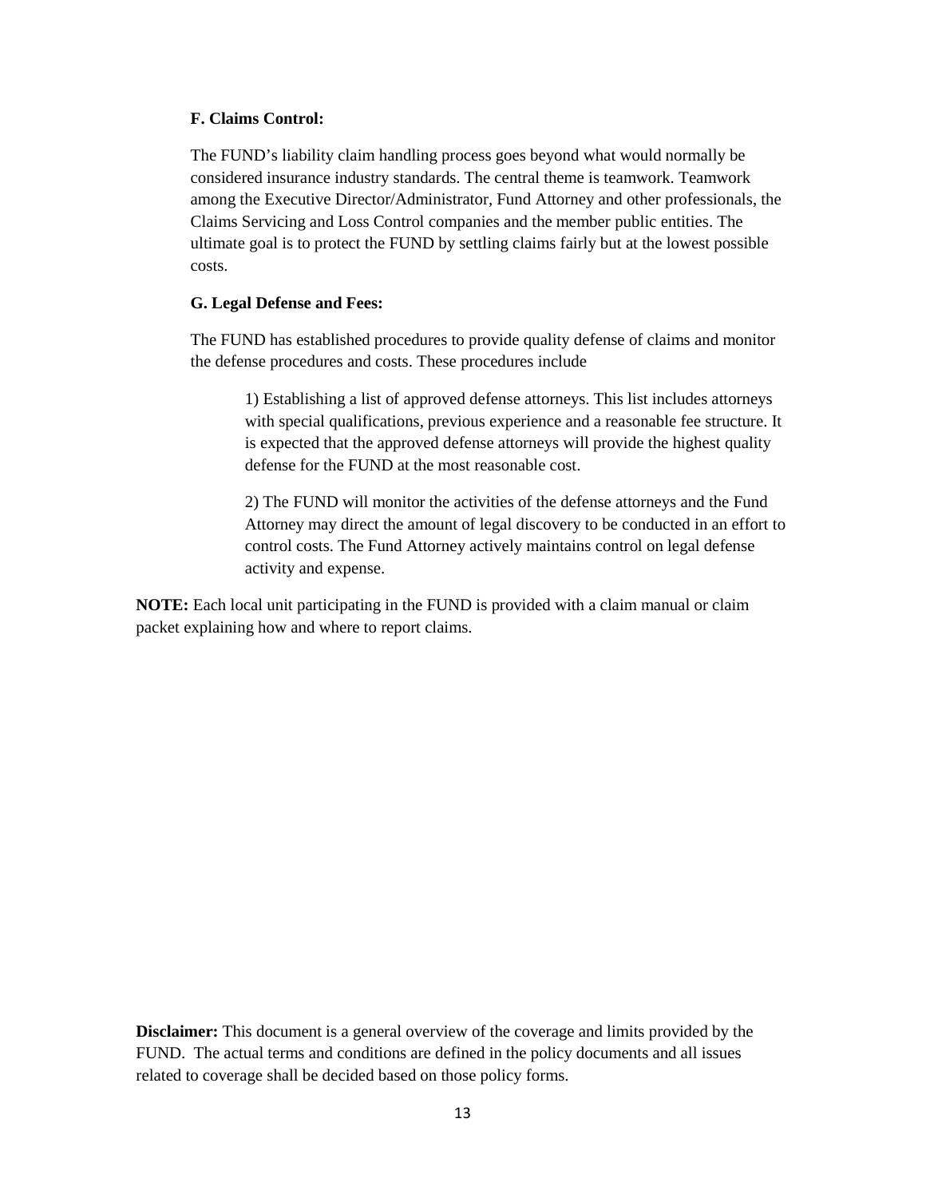**F. Claims Control:**

The FUND's liability claim handling process goes beyond what would normally be considered insurance industry standards. The central theme is teamwork. Teamwork among the Executive Director/Administrator, Fund Attorney and other professionals, the Claims Servicing and Loss Control companies and the member public entities. The ultimate goal is to protect the FUND by settling claims fairly but at the lowest possible costs.

**G. Legal Defense and Fees:**

The FUND has established procedures to provide quality defense of claims and monitor the defense procedures and costs. These procedures include

1) Establishing a list of approved defense attorneys. This list includes attorneys with special qualifications, previous experience and a reasonable fee structure. It is expected that the approved defense attorneys will provide the highest quality defense for the FUND at the most reasonable cost.

2) The FUND will monitor the activities of the defense attorneys and the Fund Attorney may direct the amount of legal discovery to be conducted in an effort to control costs. The Fund Attorney actively maintains control on legal defense activity and expense.

**NOTE:** Each local unit participating in the FUND is provided with a claim manual or claim packet explaining how and where to report claims.

**Disclaimer:** This document is a general overview of the coverage and limits provided by the FUND. The actual terms and conditions are defined in the policy documents and all issues related to coverage shall be decided based on those policy forms.